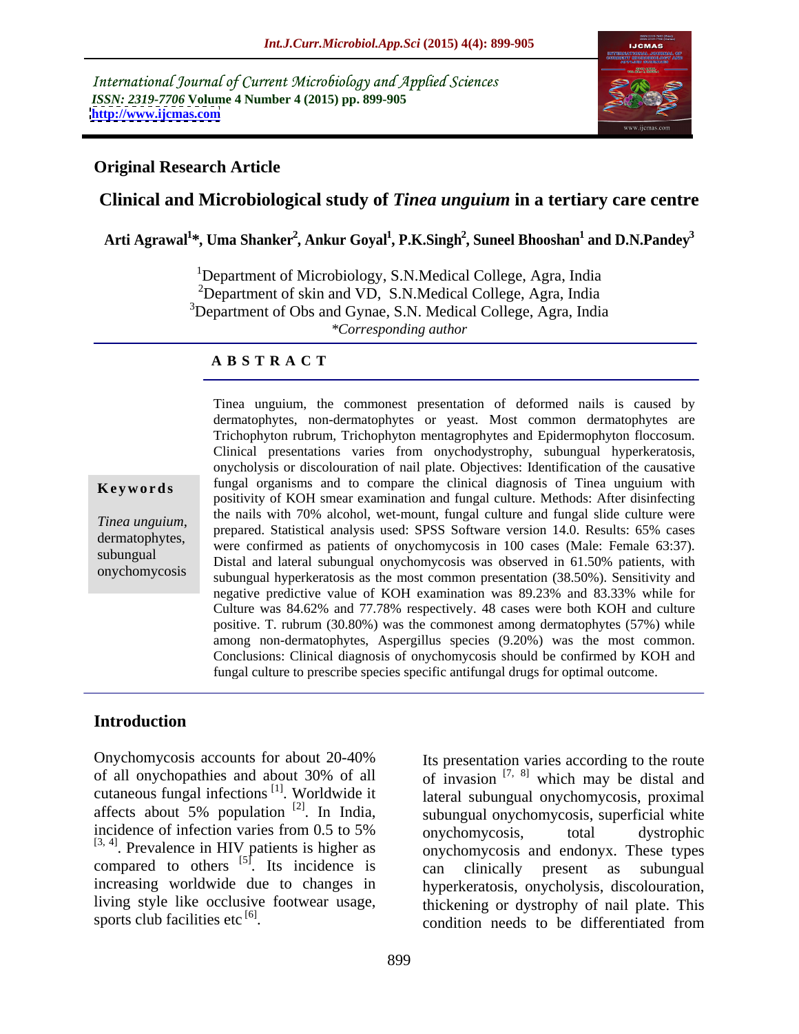International Journal of Current Microbiology and Applied Sciences
*ISSN: 2319-7706* **Volume 4 Number 4 (2015) pp. 899-905**
**http://www.ijcmas.com**

**Original Research Article**

# Clinical and Microbiological study of *Tinea unguium* in a tertiary care centre

**Arti Agrawal[1]*, Uma Shanker[2], Ankur Goyal[1], P.K.Singh[2], Suneel Bhooshan[1] and D.N.Pandey[3]**

[1]Department of Microbiology, S.N.Medical College, Agra, India
[2]Department of skin and VD, S.N.Medical College, Agra, India
[3]Department of Obs and Gynae, S.N. Medical College, Agra, India
*Corresponding author

**A B S T R A C T**

**Keywords**

*Tinea unguium*, dermatophytes, subungual onychomycosis

Tinea unguium, the commonest presentation of deformed nails is caused by dermatophytes, non-dermatophytes or yeast. Most common dermatophytes are Trichophyton rubrum, Trichophyton mentagrophytes and Epidermophyton floccosum. Clinical presentations varies from onychodystrophy, subungual hyperkeratosis, onycholysis or discolouration of nail plate. Objectives: Identification of the causative fungal organisms and to compare the clinical diagnosis of Tinea unguium with positivity of KOH smear examination and fungal culture. Methods: After disinfecting the nails with 70% alcohol, wet-mount, fungal culture and fungal slide culture were prepared. Statistical analysis used: SPSS Software version 14.0. Results: 65% cases were confirmed as patients of onychomycosis in 100 cases (Male: Female 63:37). Distal and lateral subungual onychomycosis was observed in 61.50% patients, with subungual hyperkeratosis as the most common presentation (38.50%). Sensitivity and negative predictive value of KOH examination was 89.23% and 83.33% while for Culture was 84.62% and 77.78% respectively. 48 cases were both KOH and culture positive. T. rubrum (30.80%) was the commonest among dermatophytes (57%) while among non-dermatophytes, Aspergillus species (9.20%) was the most common. Conclusions: Clinical diagnosis of onychomycosis should be confirmed by KOH and fungal culture to prescribe species specific antifungal drugs for optimal outcome.

## Introduction

Onychomycosis accounts for about 20-40% of all onychopathies and about 30% of all cutaneous fungal infections [1]. Worldwide it affects about 5% population [2]. In India, incidence of infection varies from 0.5 to 5% [3, 4]. Prevalence in HIV patients is higher as compared to others [5]. Its incidence is increasing worldwide due to changes in living style like occlusive footwear usage, sports club facilities etc [6].

Its presentation varies according to the route of invasion [7, 8] which may be distal and lateral subungual onychomycosis, proximal subungual onychomycosis, superficial white onychomycosis, total dystrophic onychomycosis and endonyx. These types can clinically present as subungual hyperkeratosis, onycholysis, discolouration, thickening or dystrophy of nail plate. This condition needs to be differentiated from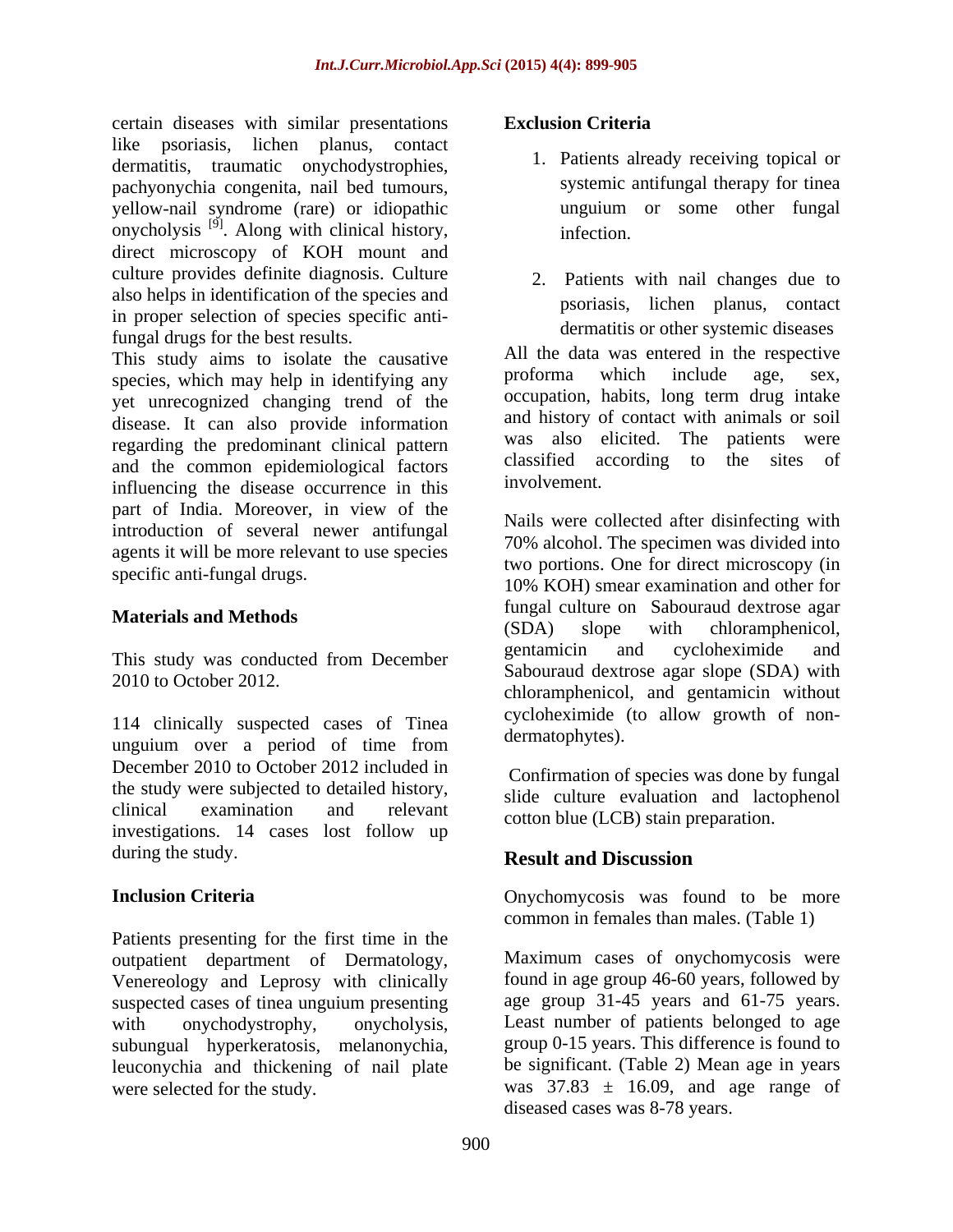certain diseases with similar presentations like psoriasis, lichen planus, contact dermatitis, traumatic onychodystrophies, pachyonychia congenita, nail bed tumours, yellow-nail syndrome (rare) or idiopathic onycholysis [9]. Along with clinical history, direct microscopy of KOH mount and culture provides definite diagnosis. Culture also helps in identification of the species and in proper selection of species specific anti-fungal drugs for the best results.

This study aims to isolate the causative species, which may help in identifying any yet unrecognized changing trend of the disease. It can also provide information regarding the predominant clinical pattern and the common epidemiological factors influencing the disease occurrence in this part of India. Moreover, in view of the introduction of several newer antifungal agents it will be more relevant to use species specific anti-fungal drugs.

## Materials and Methods

This study was conducted from December 2010 to October 2012.

114 clinically suspected cases of Tinea unguium over a period of time from December 2010 to October 2012 included in the study were subjected to detailed history, clinical examination and relevant investigations. 14 cases lost follow up during the study.

### Inclusion Criteria

Patients presenting for the first time in the outpatient department of Dermatology, Venereology and Leprosy with clinically suspected cases of tinea unguium presenting with onychodystrophy, onycholysis, subungual hyperkeratosis, melanonychia, leuconychia and thickening of nail plate were selected for the study.

### Exclusion Criteria

1. Patients already receiving topical or systemic antifungal therapy for tinea unguium or some other fungal infection.
2. Patients with nail changes due to psoriasis, lichen planus, contact dermatitis or other systemic diseases

All the data was entered in the respective proforma which include age, sex, occupation, habits, long term drug intake and history of contact with animals or soil was also elicited. The patients were classified according to the sites of involvement.

Nails were collected after disinfecting with 70% alcohol. The specimen was divided into two portions. One for direct microscopy (in 10% KOH) smear examination and other for fungal culture on Sabouraud dextrose agar (SDA) slope with chloramphenicol, gentamicin and cycloheximide and Sabouraud dextrose agar slope (SDA) with chloramphenicol, and gentamicin without cycloheximide (to allow growth of non-dermatophytes).

Confirmation of species was done by fungal slide culture evaluation and lactophenol cotton blue (LCB) stain preparation.

## Result and Discussion

Onychomycosis was found to be more common in females than males. (Table 1)

Maximum cases of onychomycosis were found in age group 46-60 years, followed by age group 31-45 years and 61-75 years. Least number of patients belonged to age group 0-15 years. This difference is found to be significant. (Table 2) Mean age in years was 37.83 ± 16.09, and age range of diseased cases was 8-78 years.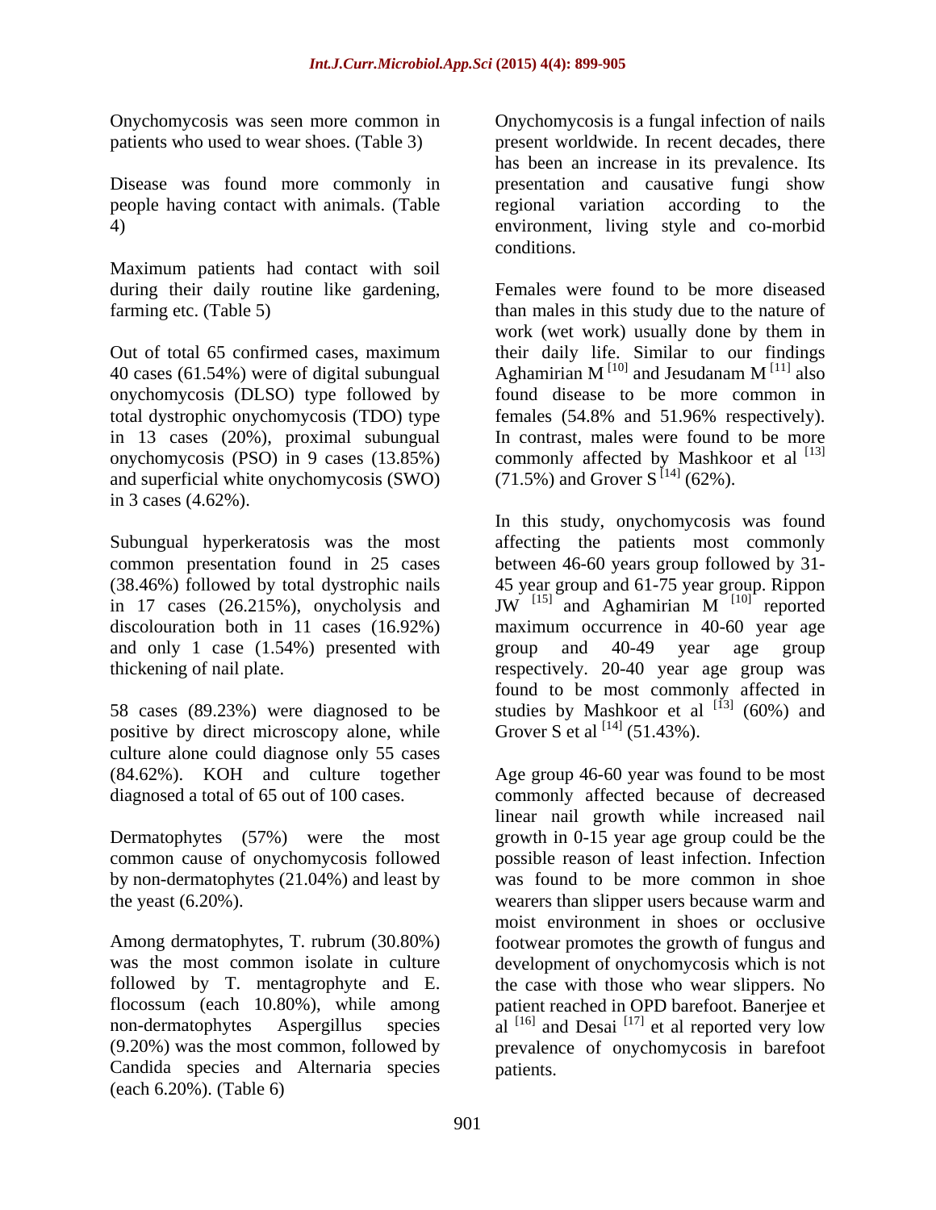Onychomycosis was seen more common in patients who used to wear shoes. (Table 3)

Disease was found more commonly in people having contact with animals. (Table 4)

Maximum patients had contact with soil during their daily routine like gardening, farming etc. (Table 5)

Out of total 65 confirmed cases, maximum 40 cases (61.54%) were of digital subungual onychomycosis (DLSO) type followed by total dystrophic onychomycosis (TDO) type in 13 cases (20%), proximal subungual onychomycosis (PSO) in 9 cases (13.85%) and superficial white onychomycosis (SWO) in 3 cases (4.62%).

Subungual hyperkeratosis was the most common presentation found in 25 cases (38.46%) followed by total dystrophic nails in 17 cases (26.215%), onycholysis and discolouration both in 11 cases (16.92%) and only 1 case (1.54%) presented with thickening of nail plate.

58 cases (89.23%) were diagnosed to be positive by direct microscopy alone, while culture alone could diagnose only 55 cases (84.62%). KOH and culture together diagnosed a total of 65 out of 100 cases.

Dermatophytes (57%) were the most common cause of onychomycosis followed by non-dermatophytes (21.04%) and least by the yeast (6.20%).

Among dermatophytes, T. rubrum (30.80%) was the most common isolate in culture followed by T. mentagrophyte and E. flocossum (each 10.80%), while among non-dermatophytes Aspergillus species (9.20%) was the most common, followed by Candida species and Alternaria species (each 6.20%). (Table 6)

Onychomycosis is a fungal infection of nails present worldwide. In recent decades, there has been an increase in its prevalence. Its presentation and causative fungi show regional variation according to the environment, living style and co-morbid conditions.

Females were found to be more diseased than males in this study due to the nature of work (wet work) usually done by them in their daily life. Similar to our findings Aghamirian M [10] and Jesudanam M [11] also found disease to be more common in females (54.8% and 51.96% respectively). In contrast, males were found to be more commonly affected by Mashkoor et al [13] (71.5%) and Grover S [14] (62%).

In this study, onychomycosis was found affecting the patients most commonly between 46-60 years group followed by 31-45 year group and 61-75 year group. Rippon JW [15] and Aghamirian M [10] reported maximum occurrence in 40-60 year age group and 40-49 year age group respectively. 20-40 year age group was found to be most commonly affected in studies by Mashkoor et al [13] (60%) and Grover S et al [14] (51.43%).

Age group 46-60 year was found to be most commonly affected because of decreased linear nail growth while increased nail growth in 0-15 year age group could be the possible reason of least infection. Infection was found to be more common in shoe wearers than slipper users because warm and moist environment in shoes or occlusive footwear promotes the growth of fungus and development of onychomycosis which is not the case with those who wear slippers. No patient reached in OPD barefoot. Banerjee et al [16] and Desai [17] et al reported very low prevalence of onychomycosis in barefoot patients.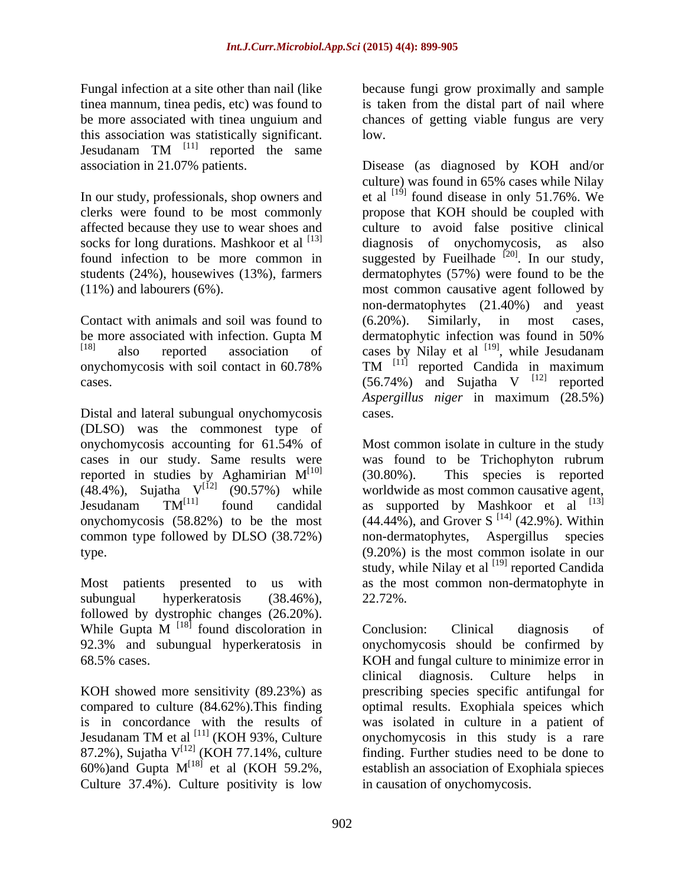Fungal infection at a site other than nail (like tinea mannum, tinea pedis, etc) was found to be more associated with tinea unguium and this association was statistically significant. Jesudanam TM [11] reported the same association in 21.07% patients.

In our study, professionals, shop owners and clerks were found to be most commonly affected because they use to wear shoes and socks for long durations. Mashkoor et al [13] found infection to be more common in students (24%), housewives (13%), farmers (11%) and labourers (6%).

Contact with animals and soil was found to be more associated with infection. Gupta M [18] also reported association of onychomycosis with soil contact in 60.78% cases.

Distal and lateral subungal onychomycosis (DLSO) was the commonest type of onychomycosis accounting for 61.54% of cases in our study. Same results were reported in studies by Aghamirian M[10] (48.4%), Sujatha V[12] (90.57%) while Jesudanam TM[11] found candidal onychomycosis (58.82%) to be the most common type followed by DLSO (38.72%) type.

Most patients presented to us with subungual hyperkeratosis (38.46%), followed by dystrophic changes (26.20%). While Gupta M [18] found discoloration in 92.3% and subungual hyperkeratosis in 68.5% cases.

KOH showed more sensitivity (89.23%) as compared to culture (84.62%).This finding is in concordance with the results of Jesudanam TM et al [11] (KOH 93%, Culture 87.2%), Sujatha V[12] (KOH 77.14%, culture 60%)and Gupta M[18] et al (KOH 59.2%, Culture 37.4%). Culture positivity is low because fungi grow proximally and sample is taken from the distal part of nail where chances of getting viable fungus are very low.

Disease (as diagnosed by KOH and/or culture) was found in 65% cases while Nilay et al [19] found disease in only 51.76%. We propose that KOH should be coupled with culture to avoid false positive clinical diagnosis of onychomycosis, as also suggested by Fueilhade [20]. In our study, dermatophytes (57%) were found to be the most common causative agent followed by non-dermatophytes (21.40%) and yeast (6.20%). Similarly, in most cases, dermatophytic infection was found in 50% cases by Nilay et al [19], while Jesudanam TM [11] reported Candida in maximum (56.74%) and Sujatha V [12] reported *Aspergillus niger* in maximum (28.5%) cases.

Most common isolate in culture in the study was found to be Trichophyton rubrum (30.80%). This species is reported worldwide as most common causative agent, as supported by Mashkoor et al [13] (44.44%), and Grover S [14] (42.9%). Within non-dermatophytes, Aspergillus species (9.20%) is the most common isolate in our study, while Nilay et al [19] reported Candida as the most common non-dermatophyte in 22.72%.

Conclusion: Clinical diagnosis of onychomycosis should be confirmed by KOH and fungal culture to minimize error in clinical diagnosis. Culture helps in prescribing species specific antifungal for optimal results. Exophiala speices which was isolated in culture in a patient of onychomycosis in this study is a rare finding. Further studies need to be done to establish an association of Exophiala spieces in causation of onychomycosis.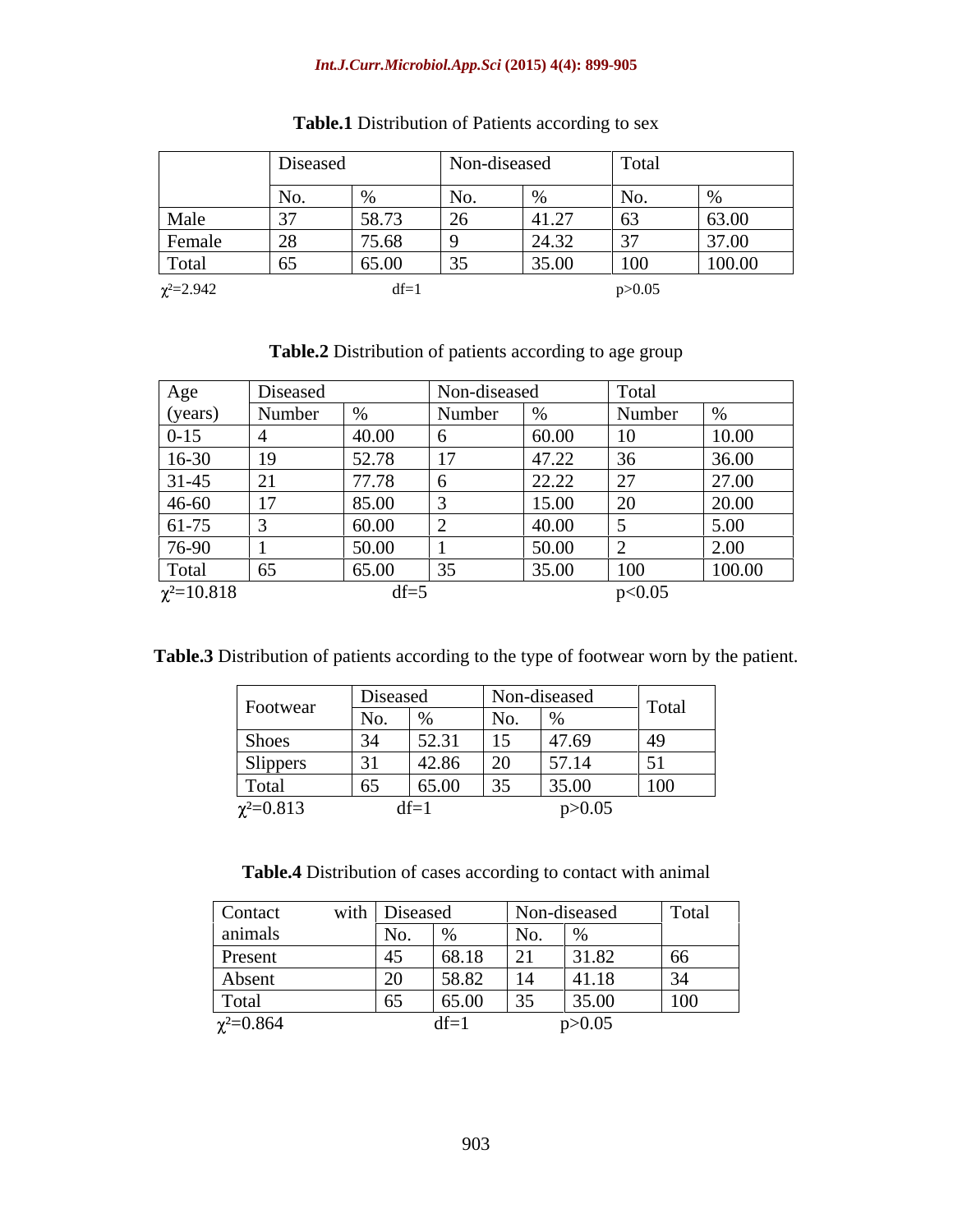**Table.1** Distribution of Patients according to sex

| | Diseased | | Non-diseased | | Total | |
|---|---|---|---|---|---|---|
| | No. | % | No. | % | No. | % |
| Male | 37 | 58.73 | 26 | 41.27 | 63 | 63.00 |
| Female | 28 | 75.68 | 9 | 24.32 | 37 | 37.00 |
| Total | 65 | 65.00 | 35 | 35.00 | 100 | 100.00 |

$\chi^2$=2.942 df=1 p>0.05

**Table.2** Distribution of patients according to age group

| Age (years) | Diseased | | Non-diseased | | Total | |
|---|---|---|---|---|---|---|
| | Number | % | Number | % | Number | % |
| 0-15 | 4 | 40.00 | 6 | 60.00 | 10 | 10.00 |
| 16-30 | 19 | 52.78 | 17 | 47.22 | 36 | 36.00 |
| 31-45 | 21 | 77.78 | 6 | 22.22 | 27 | 27.00 |
| 46-60 | 17 | 85.00 | 3 | 15.00 | 20 | 20.00 |
| 61-75 | 3 | 60.00 | 2 | 40.00 | 5 | 5.00 |
| 76-90 | 1 | 50.00 | 1 | 50.00 | 2 | 2.00 |
| Total | 65 | 65.00 | 35 | 35.00 | 100 | 100.00 |

$\chi^2$=10.818 df=5 p<0.05

**Table.3** Distribution of patients according to the type of footwear worn by the patient.

| Footwear | Diseased | | Non-diseased | | Total |
|---|---|---|---|---|---|
| | No. | % | No. | % | |
| Shoes | 34 | 52.31 | 15 | 47.69 | 49 |
| Slippers | 31 | 42.86 | 20 | 57.14 | 51 |
| Total | 65 | 65.00 | 35 | 35.00 | 100 |

$\chi^2$=0.813 df=1 p>0.05

**Table.4** Distribution of cases according to contact with animal

| Contact with animals | Diseased | | Non-diseased | | Total |
|---|---|---|---|---|---|
| | No. | % | No. | % | |
| Present | 45 | 68.18 | 21 | 31.82 | 66 |
| Absent | 20 | 58.82 | 14 | 41.18 | 34 |
| Total | 65 | 65.00 | 35 | 35.00 | 100 |

$\chi^2$=0.864 df=1 p>0.05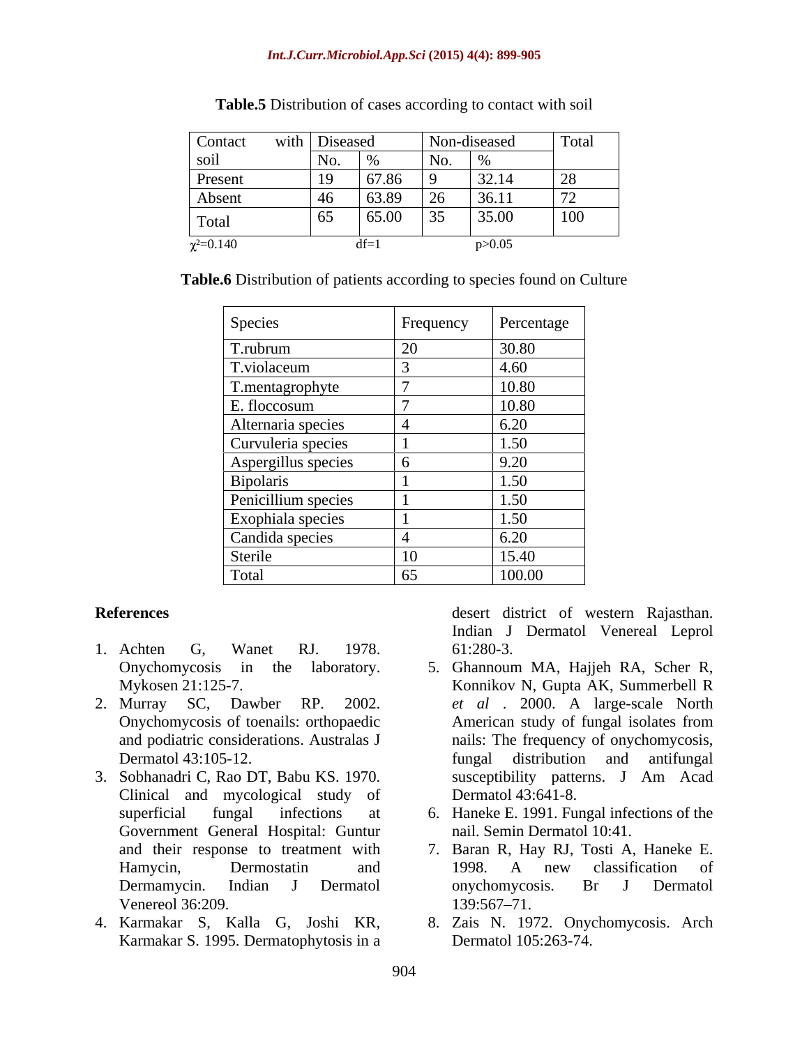**Table.5** Distribution of cases according to contact with soil

| Contact with soil | Diseased | | Non-diseased | | Total |
|---|---|---|---|---|---|
| | No. | % | No. | % | |
| Present | 19 | 67.86 | 9 | 32.14 | 28 |
| Absent | 46 | 63.89 | 26 | 36.11 | 72 |
| Total | 65 | 65.00 | 35 | 35.00 | 100 |

$\chi^2$=0.140 df=1 p>0.05

**Table.6** Distribution of patients according to species found on Culture

| Species | Frequency | Percentage |
|---|---|---|
| T.rubrum | 20 | 30.80 |
| T.violaceum | 3 | 4.60 |
| T.mentagrophyte | 7 | 10.80 |
| E. floccosum | 7 | 10.80 |
| Alternaria species | 4 | 6.20 |
| Curvuleria species | 1 | 1.50 |
| Aspergillus species | 6 | 9.20 |
| Bipolaris | 1 | 1.50 |
| Penicillium species | 1 | 1.50 |
| Exophiala species | 1 | 1.50 |
| Candida species | 4 | 6.20 |
| Sterile | 10 | 15.40 |
| Total | 65 | 100.00 |

## References

1. Achten G, Wanet RJ. 1978. Onychomycosis in the laboratory. Mykosen 21:125-7.
2. Murray SC, Dawber RP. 2002. Onychomycosis of toenails: orthopaedic and podiatric considerations. Australas J Dermatol 43:105-12.
3. Sobhanadri C, Rao DT, Babu KS. 1970. Clinical and mycological study of superficial fungal infections at Government General Hospital: Guntur and their response to treatment with Hamycin, Dermostatin and Dermamycin. Indian J Dermatol Venereol 36:209.
4. Karmakar S, Kalla G, Joshi KR, Karmakar S. 1995. Dermatophytosis in a desert district of western Rajasthan. Indian J Dermatol Venereal Leprol 61:280-3.
5. Ghannoum MA, Hajjeh RA, Scher R, Konnikov N, Gupta AK, Summerbell R *et al* . 2000. A large-scale North American study of fungal isolates from nails: The frequency of onychomycosis, fungal distribution and antifungal susceptibility patterns. J Am Acad Dermatol 43:641-8.
6. Haneke E. 1991. Fungal infections of the nail. Semin Dermatol 10:41.
7. Baran R, Hay RJ, Tosti A, Haneke E. 1998. A new classification of onychomycosis. Br J Dermatol 139:567–71.
8. Zais N. 1972. Onychomycosis. Arch Dermatol 105:263-74.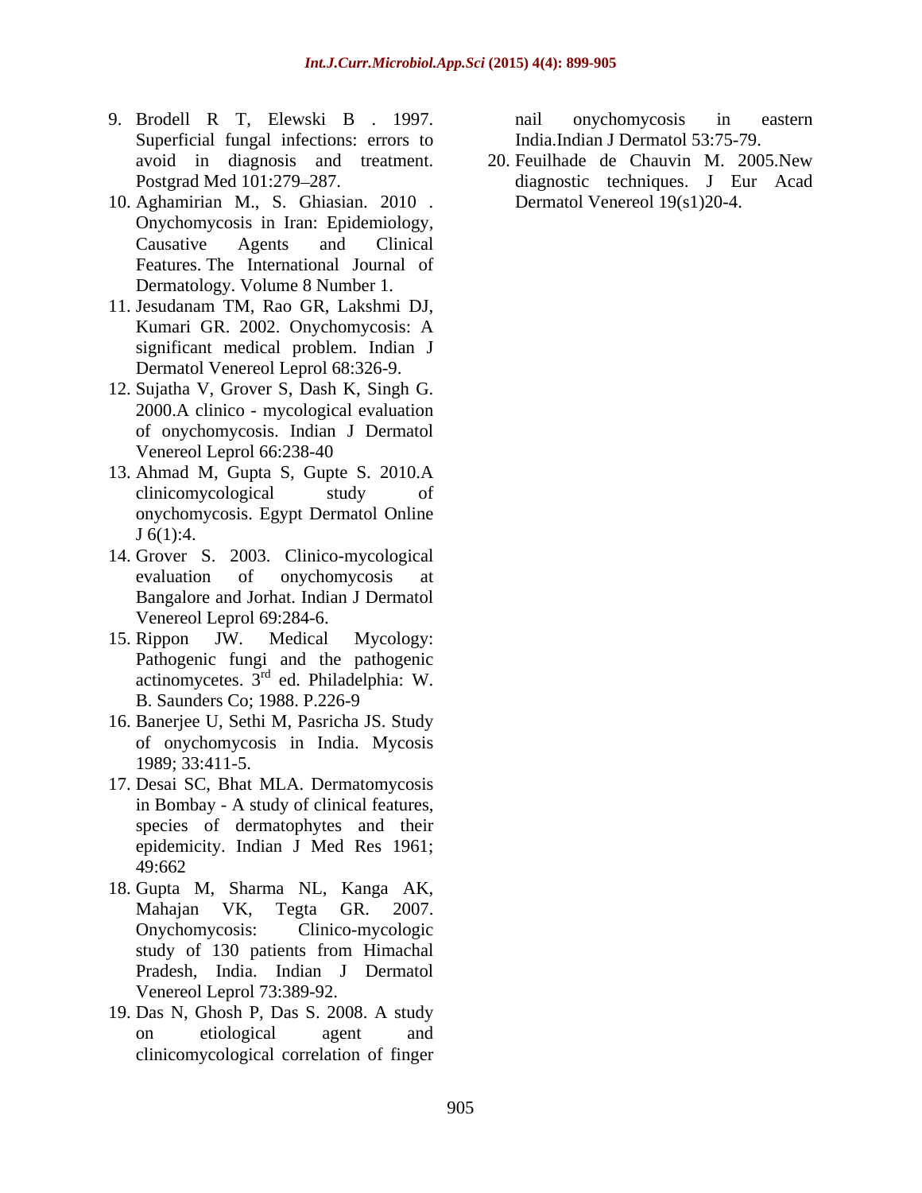9. Brodell R T, Elewski B . 1997. Superficial fungal infections: errors to avoid in diagnosis and treatment. Postgrad Med 101:279–287.
10. Aghamirian M., S. Ghiasian. 2010 . Onychomycosis in Iran: Epidemiology, Causative Agents and Clinical Features. The International Journal of Dermatology. Volume 8 Number 1.
11. Jesudanam TM, Rao GR, Lakshmi DJ, Kumari GR. 2002. Onychomycosis: A significant medical problem. Indian J Dermatol Venereol Leprol 68:326-9.
12. Sujatha V, Grover S, Dash K, Singh G. 2000.A clinico - mycological evaluation of onychomycosis. Indian J Dermatol Venereol Leprol 66:238-40
13. Ahmad M, Gupta S, Gupte S. 2010.A clinicomycological study of onychomycosis. Egypt Dermatol Online J 6(1):4.
14. Grover S. 2003. Clinico-mycological evaluation of onychomycosis at Bangalore and Jorhat. Indian J Dermatol Venereol Leprol 69:284-6.
15. Rippon JW. Medical Mycology: Pathogenic fungi and the pathogenic actinomycetes. 3rd ed. Philadelphia: W. B. Saunders Co; 1988. P.226-9
16. Banerjee U, Sethi M, Pasricha JS. Study of onychomycosis in India. Mycosis 1989; 33:411-5.
17. Desai SC, Bhat MLA. Dermatomycosis in Bombay - A study of clinical features, species of dermatophytes and their epidemicity. Indian J Med Res 1961; 49:662
18. Gupta M, Sharma NL, Kanga AK, Mahajan VK, Tegta GR. 2007. Onychomycosis: Clinico-mycologic study of 130 patients from Himachal Pradesh, India. Indian J Dermatol Venereol Leprol 73:389-92.
19. Das N, Ghosh P, Das S. 2008. A study on etiological agent and clinicomycological correlation of finger nail onychomycosis in eastern India.Indian J Dermatol 53:75-79.
20. Feuilhade de Chauvin M. 2005.New diagnostic techniques. J Eur Acad Dermatol Venereol 19(s1)20-4.